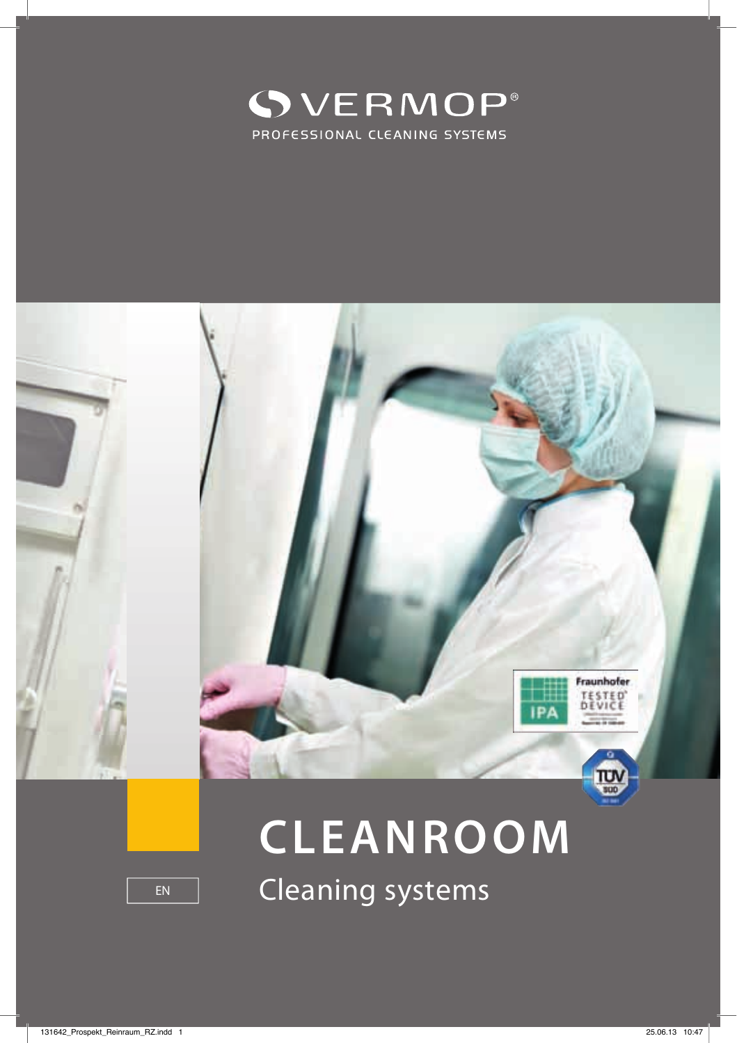VERMOP®

PROFESSIONAL CLEANING SYSTEMS

# CLEANROOM

## Cleaning systems

EN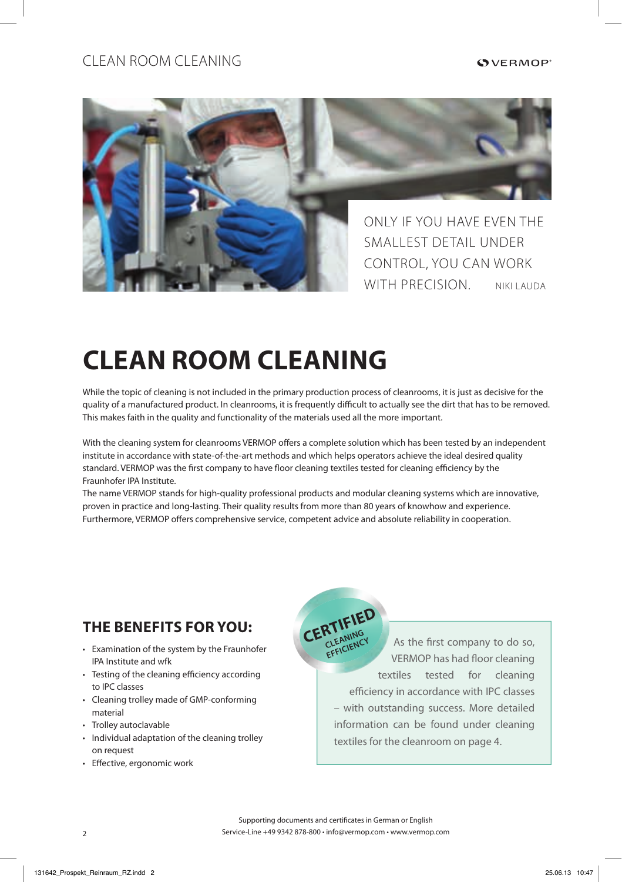ONLY IF YOU HAVE EVEN THE SMALLEST DETAIL UNDER CONTROL, YOU CAN WORK WITH PRECISION. NIKI LAUDA

# CLEAN ROOM CLEANING

While the topic of cleaning is not included in the primary production process of cleanrooms, it is just as decisive for the quality of a manufactured product. In cleanrooms, it is frequently difficult to actually see the dirt that has to be removed. This makes faith in the quality and functionality of the materials used all the more important.

With the cleaning system for cleanrooms VERMOP offers a complete solution which has been tested by an independent institute in accordance with state-of-the-art methods and which helps operators achieve the ideal desired quality standard. VERMOP was the first company to have floor cleaning textiles tested for cleaning efficiency by the Fraunhofer IPA Institute.
The name VERMOP stands for high-quality professional products and modular cleaning systems which are innovative, proven in practice and long-lasting. Their quality results from more than 80 years of knowhow and experience. Furthermore, VERMOP offers comprehensive service, competent advice and absolute reliability in cooperation.

## THE BENEFITS FOR YOU:

- Examination of the system by the Fraunhofer IPA Institute and wfk
- Testing of the cleaning efficiency according to IPC classes
- Cleaning trolley made of GMP-conforming material
- Trolley autoclavable
- Individual adaptation of the cleaning trolley on request
- Effective, ergonomic work

CERTIFIED CLEANING EFFICIENCY

As the first company to do so, VERMOP has had floor cleaning textiles tested for cleaning efficiency in accordance with IPC classes – with outstanding success. More detailed information can be found under cleaning textiles for the cleanroom on page 4.

Supporting documents and certificates in German or English
Service-Line +49 9342 878-800 • info@vermop.com • www.vermop.com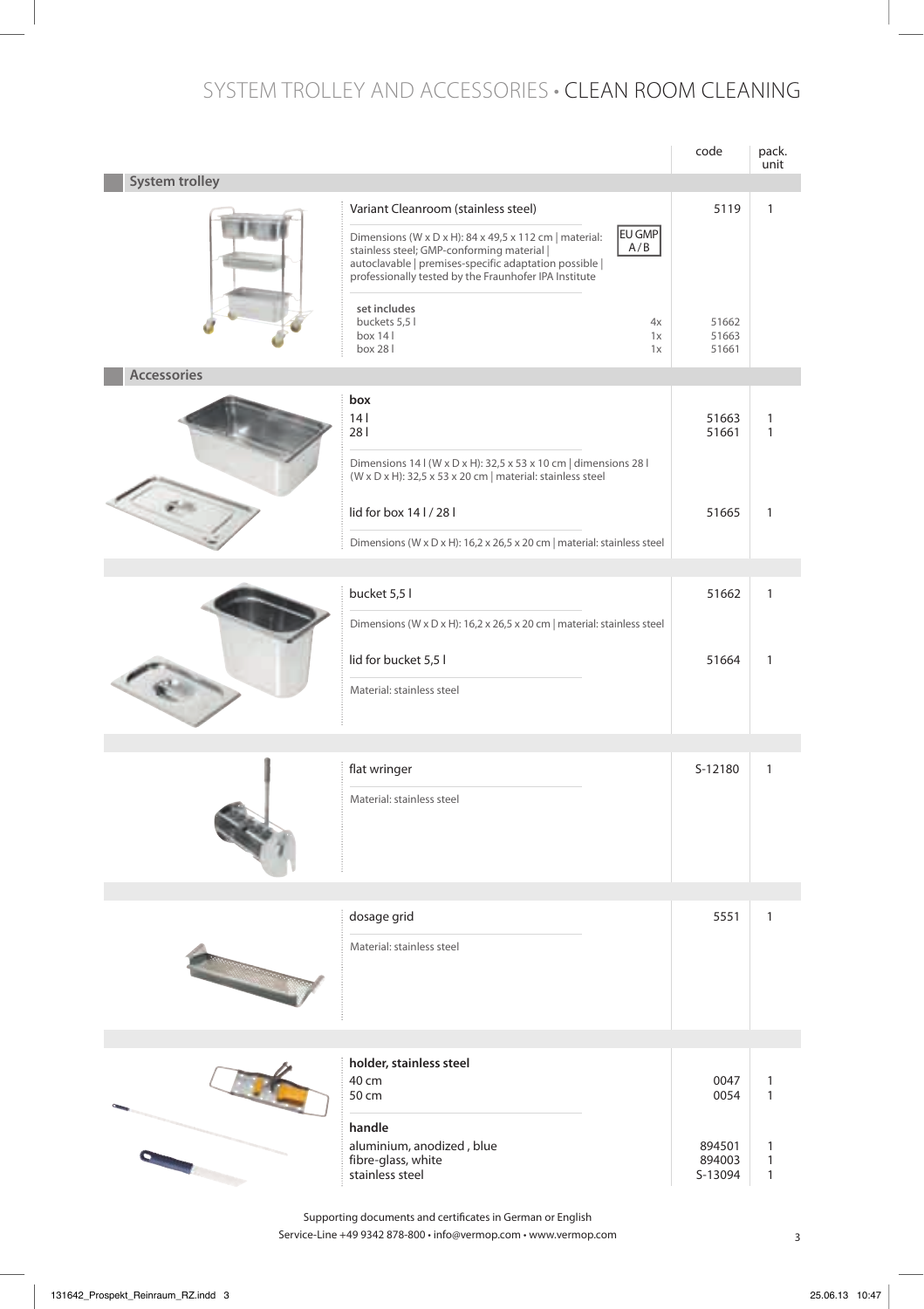# SYSTEM TROLLEY AND ACCESSORIES • CLEAN ROOM CLEANING

| | code | pack. unit |
|---|---|---|
| **System trolley** | | |
| Variant Cleanroom (stainless steel) | 5119 | 1 |
| Dimensions (W x D x H): 84 x 49,5 x 112 cm \| material: stainless steel; GMP-conforming material \| autoclavable \| premises-specific adaptation possible \| professionally tested by the Fraunhofer IPA Institute — EU GMP A / B | | |
| **set includes** | | |
| buckets 5,5 l — 4x | 51662 | |
| box 14 l — 1x | 51663 | |
| box 28 l — 1x | 51661 | |
| **Accessories** | | |
| **box** | | |
| 14 l | 51663 | 1 |
| 28 l | 51661 | 1 |
| Dimensions 14 l (W x D x H): 32,5 x 53 x 10 cm \| dimensions 28 l (W x D x H): 32,5 x 53 x 20 cm \| material: stainless steel | | |
| lid for box 14 l / 28 l | 51665 | 1 |
| Dimensions (W x D x H): 16,2 x 26,5 x 20 cm \| material: stainless steel | | |
| bucket 5,5 l | 51662 | 1 |
| Dimensions (W x D x H): 16,2 x 26,5 x 20 cm \| material: stainless steel | | |
| lid for bucket 5,5 l | 51664 | 1 |
| Material: stainless steel | | |
| flat wringer | S-12180 | 1 |
| Material: stainless steel | | |
| dosage grid | 5551 | 1 |
| Material: stainless steel | | |
| **holder, stainless steel** | | |
| 40 cm | 0047 | 1 |
| 50 cm | 0054 | 1 |
| **handle** | | |
| aluminium, anodized , blue | 894501 | 1 |
| fibre-glass, white | 894003 | 1 |
| stainless steel | S-13094 | 1 |

Supporting documents and certificates in German or English

Service-Line +49 9342 878-800 • info@vermop.com • www.vermop.com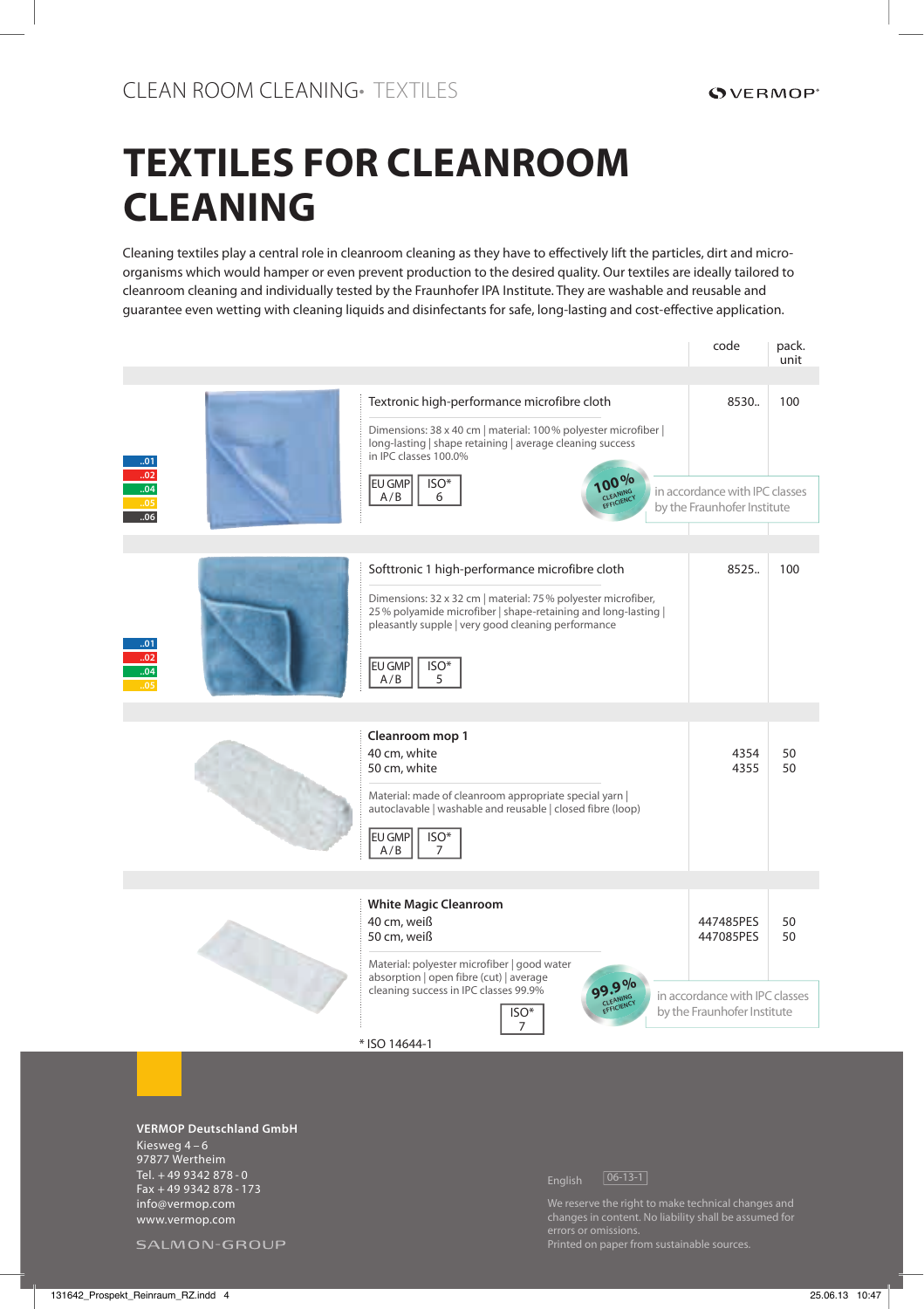CLEAN ROOM CLEANING• TEXTILES

# TEXTILES FOR CLEANROOM CLEANING

Cleaning textiles play a central role in cleanroom cleaning as they have to effectively lift the particles, dirt and microorganisms which would hamper or even prevent production to the desired quality. Our textiles are ideally tailored to cleanroom cleaning and individually tested by the Fraunhofer IPA Institute. They are washable and reusable and guarantee even wetting with cleaning liquids and disinfectants for safe, long-lasting and cost-effective application.

| | | code | pack. unit |
|---|---|---|---|
| ..01 ..02 ..04 ..05 ..06 | **Textronic high-performance microfibre cloth**<br>Dimensions: 38 x 40 cm \| material: 100 % polyester microfiber \| long-lasting \| shape retaining \| average cleaning success in IPC classes 100.0%<br>EU GMP A/B \| ISO* 6<br>100 % CLEANING EFFICIENCY – in accordance with IPC classes by the Fraunhofer Institute | 8530.. | 100 |
| ..01 ..02 ..04 ..05 | **Softtronic 1 high-performance microfibre cloth**<br>Dimensions: 32 x 32 cm \| material: 75 % polyester microfiber, 25 % polyamide microfiber \| shape-retaining and long-lasting \| pleasantly supple \| very good cleaning performance<br>EU GMP A/B \| ISO* 5 | 8525.. | 100 |
| | **Cleanroom mop 1**<br>40 cm, white<br>50 cm, white<br>Material: made of cleanroom appropriate special yarn \| autoclavable \| washable and reusable \| closed fibre (loop)<br>EU GMP A/B \| ISO* 7 | 4354<br>4355 | 50<br>50 |
| | **White Magic Cleanroom**<br>40 cm, weiß<br>50 cm, weiß<br>Material: polyester microfiber \| good water absorption \| open fibre (cut) \| average cleaning success in IPC classes 99.9%<br>ISO* 7<br>99.9 % CLEANING EFFICIENCY – in accordance with IPC classes by the Fraunhofer Institute | 447485PES<br>447085PES | 50<br>50 |

* ISO 14644-1

**VERMOP Deutschland GmbH**
Kiesweg 4 – 6
97877 Wertheim
Tel. + 49 9342 878 - 0
Fax + 49 9342 878 - 173
info@vermop.com
www.vermop.com

SALMON-GROUP

English 06-13-1

We reserve the right to make technical changes and changes in content. No liability shall be assumed for errors or omissions.
Printed on paper from sustainable sources.